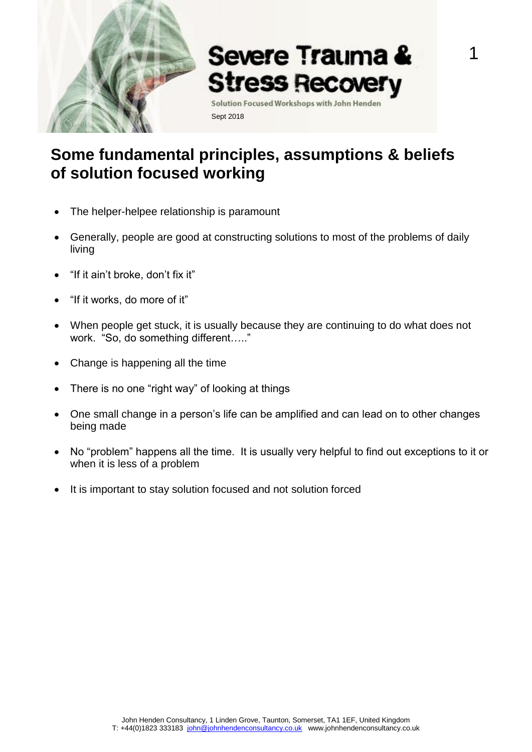# Severe Trauma & Stress Recovery

Solution Focused Workshops with John Henden

Sept 2018

## Some fundamental principles, assumptions & beliefs of solution focused working

- The helper-helpee relationship is paramount
- Generally, people are good at constructing solutions to most of the problems of daily living
- "If it ain't broke, don't fix it"
- "If it works, do more of it"
- When people get stuck, it is usually because they are continuing to do what does not work. "So, do something different….."
- Change is happening all the time
- There is no one "right way" of looking at things
- One small change in a person's life can be amplified and can lead on to other changes being made
- No "problem" happens all the time. It is usually very helpful to find out exceptions to it or when it is less of a problem
- It is important to stay solution focused and not solution forced

John Henden Consultancy, 1 Linden Grove, Taunton, Somerset, TA1 1EF, United Kingdom
T: +44(0)1823 333183 john@johnhendenconsultancy.co.uk www.johnhendenconsultancy.co.uk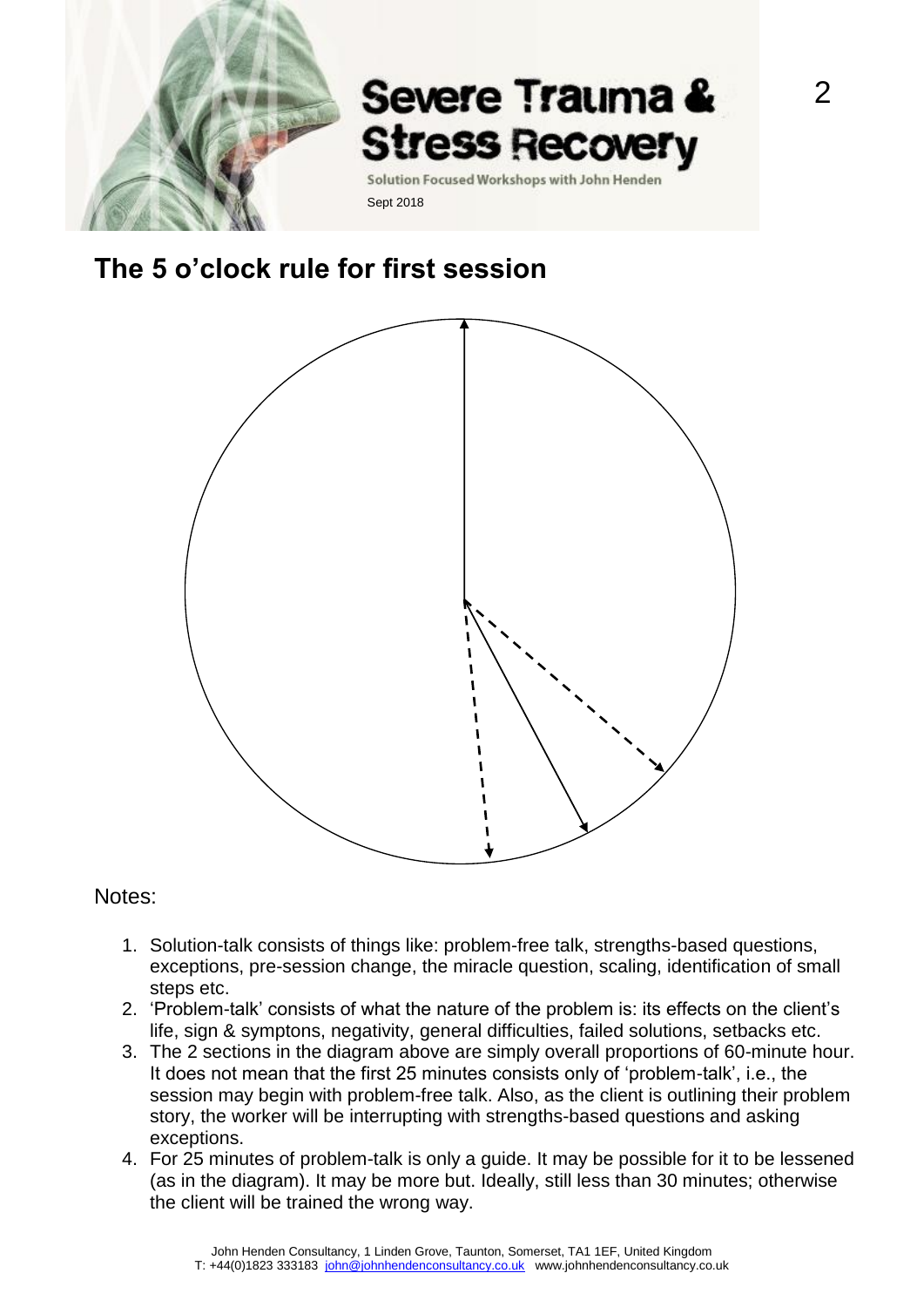## The 5 o'clock rule for first session

Notes:

1. Solution-talk consists of things like: problem-free talk, strengths-based questions, exceptions, pre-session change, the miracle question, scaling, identification of small steps etc.
2. 'Problem-talk' consists of what the nature of the problem is: its effects on the client's life, sign & symptons, negativity, general difficulties, failed solutions, setbacks etc.
3. The 2 sections in the diagram above are simply overall proportions of 60-minute hour. It does not mean that the first 25 minutes consists only of 'problem-talk', i.e., the session may begin with problem-free talk. Also, as the client is outlining their problem story, the worker will be interrupting with strengths-based questions and asking exceptions.
4. For 25 minutes of problem-talk is only a guide. It may be possible for it to be lessened (as in the diagram). It may be more but. Ideally, still less than 30 minutes; otherwise the client will be trained the wrong way.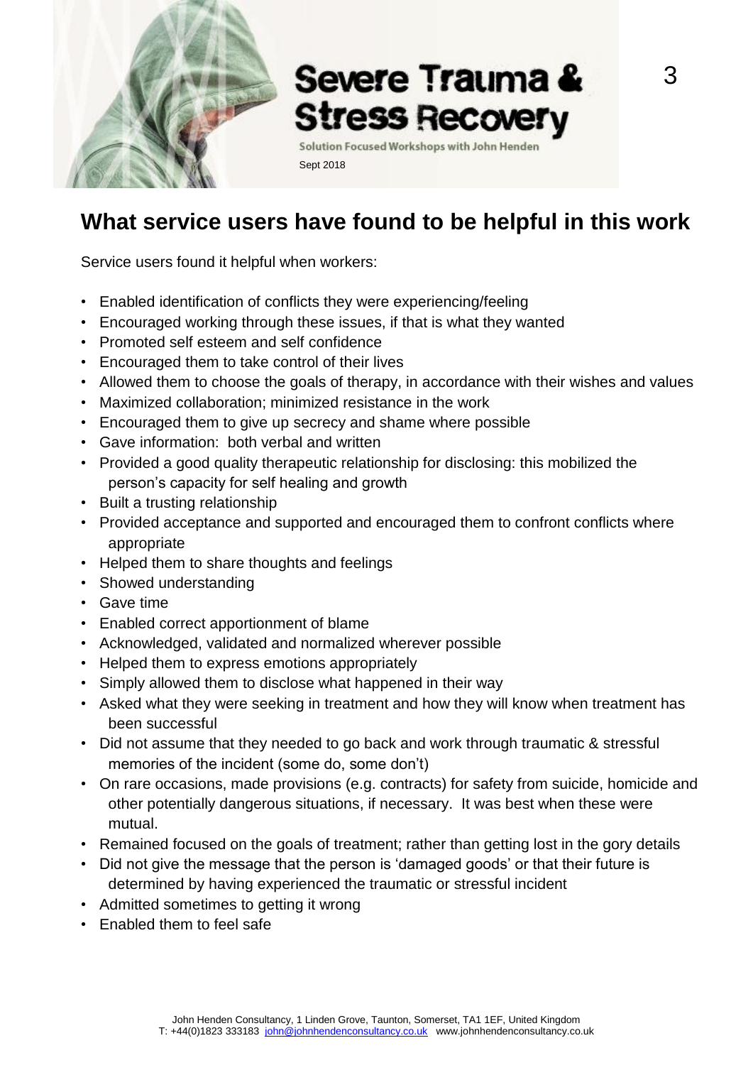## What service users have found to be helpful in this work

Service users found it helpful when workers:

- Enabled identification of conflicts they were experiencing/feeling
- Encouraged working through these issues, if that is what they wanted
- Promoted self esteem and self confidence
- Encouraged them to take control of their lives
- Allowed them to choose the goals of therapy, in accordance with their wishes and values
- Maximized collaboration; minimized resistance in the work
- Encouraged them to give up secrecy and shame where possible
- Gave information: both verbal and written
- Provided a good quality therapeutic relationship for disclosing: this mobilized the person's capacity for self healing and growth
- Built a trusting relationship
- Provided acceptance and supported and encouraged them to confront conflicts where appropriate
- Helped them to share thoughts and feelings
- Showed understanding
- Gave time
- Enabled correct apportionment of blame
- Acknowledged, validated and normalized wherever possible
- Helped them to express emotions appropriately
- Simply allowed them to disclose what happened in their way
- Asked what they were seeking in treatment and how they will know when treatment has been successful
- Did not assume that they needed to go back and work through traumatic & stressful memories of the incident (some do, some don't)
- On rare occasions, made provisions (e.g. contracts) for safety from suicide, homicide and other potentially dangerous situations, if necessary. It was best when these were mutual.
- Remained focused on the goals of treatment; rather than getting lost in the gory details
- Did not give the message that the person is 'damaged goods' or that their future is determined by having experienced the traumatic or stressful incident
- Admitted sometimes to getting it wrong
- Enabled them to feel safe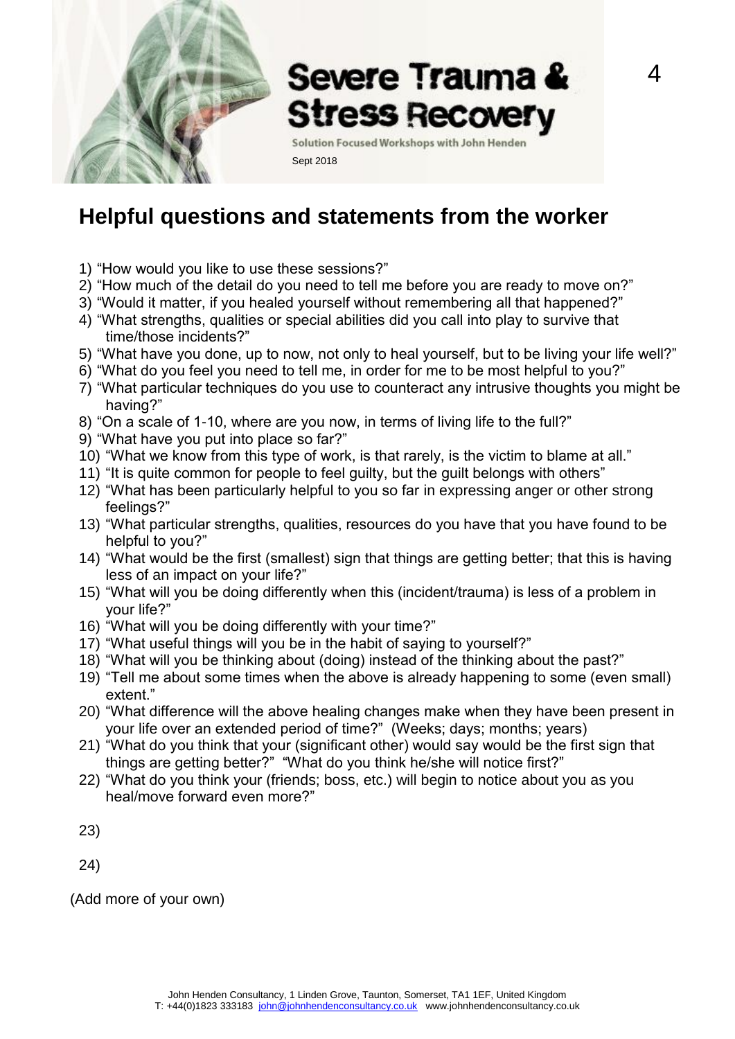# Helpful questions and statements from the worker

1) "How would you like to use these sessions?"
2) "How much of the detail do you need to tell me before you are ready to move on?"
3) "Would it matter, if you healed yourself without remembering all that happened?"
4) "What strengths, qualities or special abilities did you call into play to survive that time/those incidents?"
5) "What have you done, up to now, not only to heal yourself, but to be living your life well?"
6) "What do you feel you need to tell me, in order for me to be most helpful to you?"
7) "What particular techniques do you use to counteract any intrusive thoughts you might be having?"
8) "On a scale of 1-10, where are you now, in terms of living life to the full?"
9) "What have you put into place so far?"
10) "What we know from this type of work, is that rarely, is the victim to blame at all."
11) "It is quite common for people to feel guilty, but the guilt belongs with others"
12) "What has been particularly helpful to you so far in expressing anger or other strong feelings?"
13) "What particular strengths, qualities, resources do you have that you have found to be helpful to you?"
14) "What would be the first (smallest) sign that things are getting better; that this is having less of an impact on your life?"
15) "What will you be doing differently when this (incident/trauma) is less of a problem in your life?"
16) "What will you be doing differently with your time?"
17) "What useful things will you be in the habit of saying to yourself?"
18) "What will you be thinking about (doing) instead of the thinking about the past?"
19) "Tell me about some times when the above is already happening to some (even small) extent."
20) "What difference will the above healing changes make when they have been present in your life over an extended period of time?" (Weeks; days; months; years)
21) "What do you think that your (significant other) would say would be the first sign that things are getting better?" "What do you think he/she will notice first?"
22) "What do you think your (friends; boss, etc.) will begin to notice about you as you heal/move forward even more?"
23) 
24) 

(Add more of your own)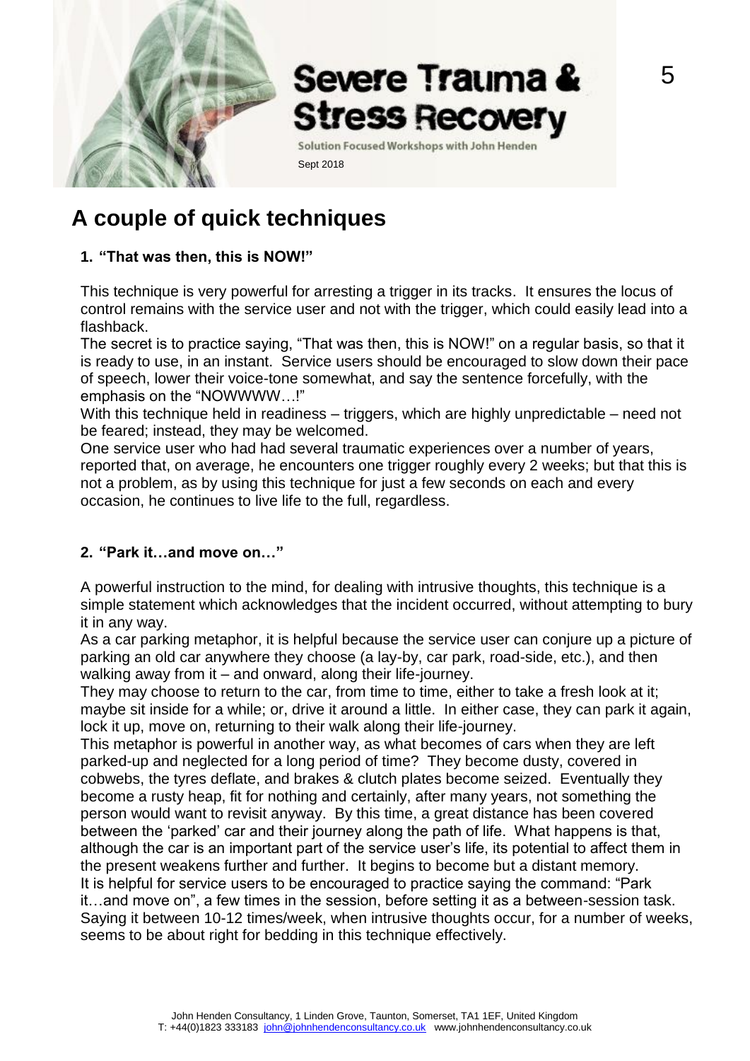## A couple of quick techniques

### 1. "That was then, this is NOW!"

This technique is very powerful for arresting a trigger in its tracks. It ensures the locus of control remains with the service user and not with the trigger, which could easily lead into a flashback.

The secret is to practice saying, "That was then, this is NOW!" on a regular basis, so that it is ready to use, in an instant. Service users should be encouraged to slow down their pace of speech, lower their voice-tone somewhat, and say the sentence forcefully, with the emphasis on the "NOWWWW…!"

With this technique held in readiness – triggers, which are highly unpredictable – need not be feared; instead, they may be welcomed.

One service user who had had several traumatic experiences over a number of years, reported that, on average, he encounters one trigger roughly every 2 weeks; but that this is not a problem, as by using this technique for just a few seconds on each and every occasion, he continues to live life to the full, regardless.

### 2. "Park it…and move on…"

A powerful instruction to the mind, for dealing with intrusive thoughts, this technique is a simple statement which acknowledges that the incident occurred, without attempting to bury it in any way.

As a car parking metaphor, it is helpful because the service user can conjure up a picture of parking an old car anywhere they choose (a lay-by, car park, road-side, etc.), and then walking away from it – and onward, along their life-journey.

They may choose to return to the car, from time to time, either to take a fresh look at it; maybe sit inside for a while; or, drive it around a little. In either case, they can park it again, lock it up, move on, returning to their walk along their life-journey.

This metaphor is powerful in another way, as what becomes of cars when they are left parked-up and neglected for a long period of time? They become dusty, covered in cobwebs, the tyres deflate, and brakes & clutch plates become seized. Eventually they become a rusty heap, fit for nothing and certainly, after many years, not something the person would want to revisit anyway. By this time, a great distance has been covered between the 'parked' car and their journey along the path of life. What happens is that, although the car is an important part of the service user's life, its potential to affect them in the present weakens further and further. It begins to become but a distant memory.

It is helpful for service users to be encouraged to practice saying the command: "Park it…and move on", a few times in the session, before setting it as a between-session task. Saying it between 10-12 times/week, when intrusive thoughts occur, for a number of weeks, seems to be about right for bedding in this technique effectively.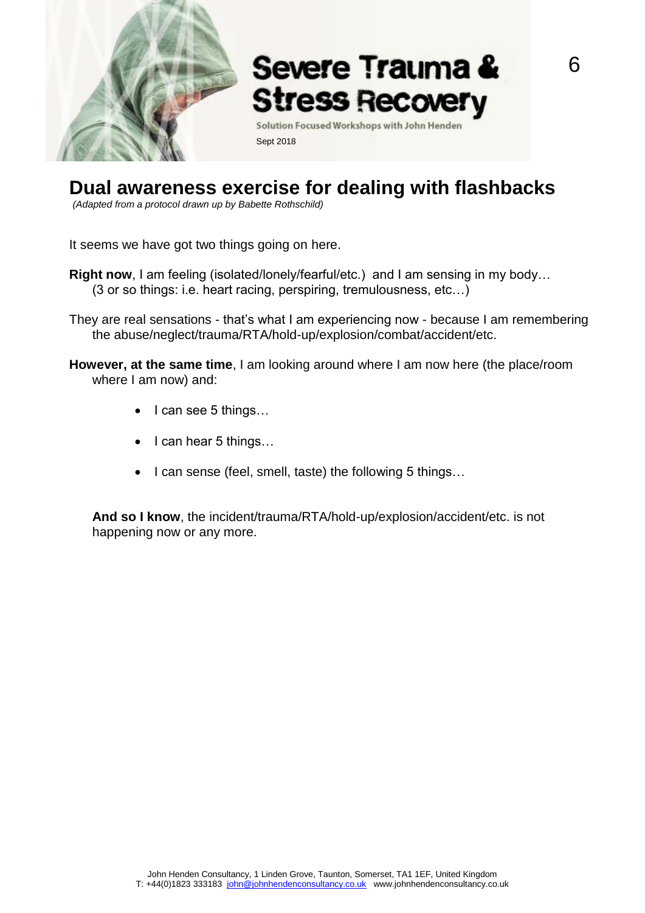# Dual awareness exercise for dealing with flashbacks

*(Adapted from a protocol drawn up by Babette Rothschild)*

It seems we have got two things going on here.

**Right now**, I am feeling (isolated/lonely/fearful/etc.) and I am sensing in my body… (3 or so things: i.e. heart racing, perspiring, tremulousness, etc…)

They are real sensations - that's what I am experiencing now - because I am remembering the abuse/neglect/trauma/RTA/hold-up/explosion/combat/accident/etc.

**However, at the same time**, I am looking around where I am now here (the place/room where I am now) and:

- I can see 5 things…
- I can hear 5 things…
- I can sense (feel, smell, taste) the following 5 things…

**And so I know**, the incident/trauma/RTA/hold-up/explosion/accident/etc. is not happening now or any more.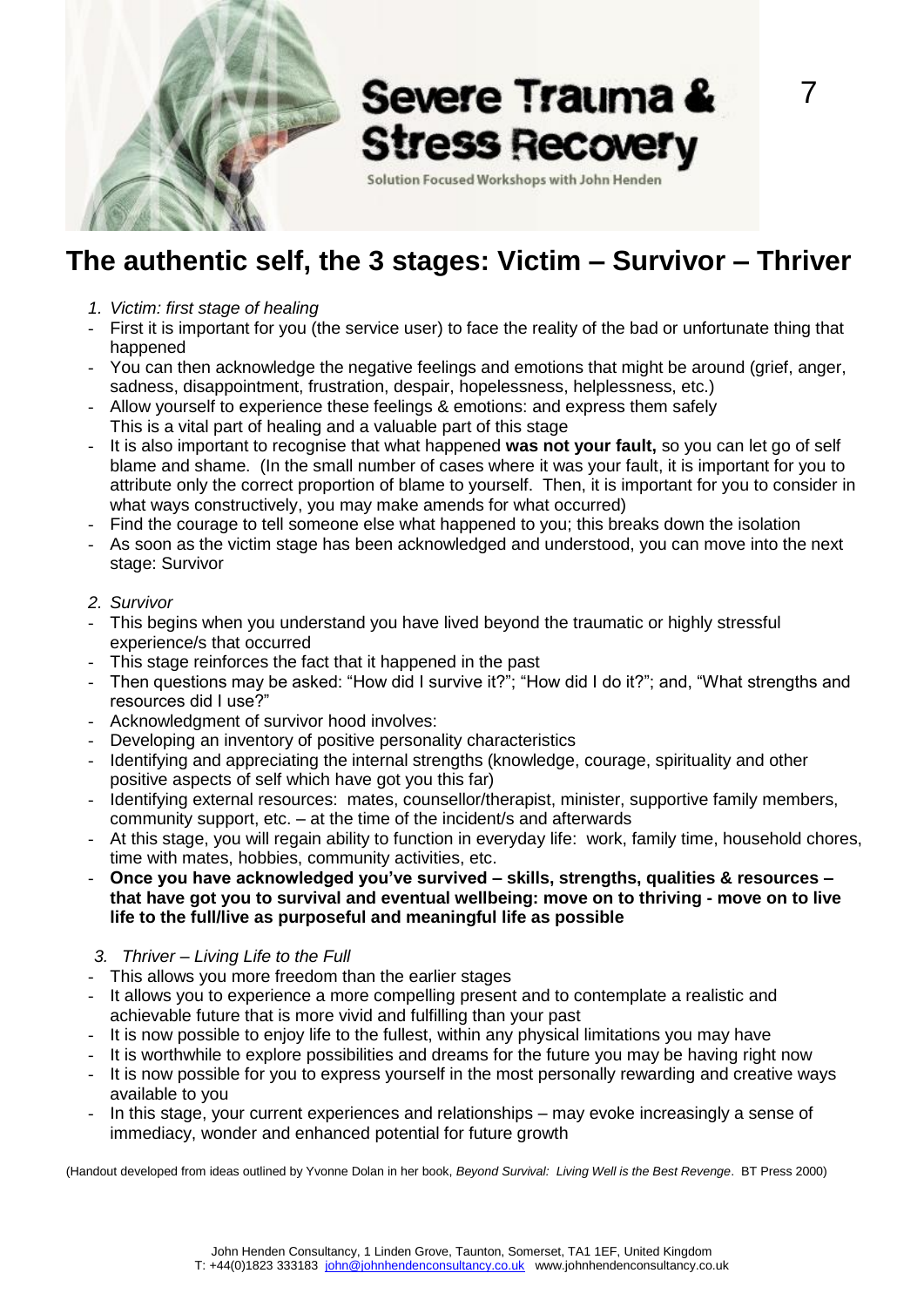# The authentic self, the 3 stages: Victim – Survivor – Thriver

1. *Victim: first stage of healing*

- First it is important for you (the service user) to face the reality of the bad or unfortunate thing that happened
- You can then acknowledge the negative feelings and emotions that might be around (grief, anger, sadness, disappointment, frustration, despair, hopelessness, helplessness, etc.)
- Allow yourself to experience these feelings & emotions: and express them safely
  This is a vital part of healing and a valuable part of this stage
- It is also important to recognise that what happened **was not your fault,** so you can let go of self blame and shame. (In the small number of cases where it was your fault, it is important for you to attribute only the correct proportion of blame to yourself. Then, it is important for you to consider in what ways constructively, you may make amends for what occurred)
- Find the courage to tell someone else what happened to you; this breaks down the isolation
- As soon as the victim stage has been acknowledged and understood, you can move into the next stage: Survivor

2. *Survivor*

- This begins when you understand you have lived beyond the traumatic or highly stressful experience/s that occurred
- This stage reinforces the fact that it happened in the past
- Then questions may be asked: "How did I survive it?"; "How did I do it?"; and, "What strengths and resources did I use?"
- Acknowledgment of survivor hood involves:
- Developing an inventory of positive personality characteristics
- Identifying and appreciating the internal strengths (knowledge, courage, spirituality and other positive aspects of self which have got you this far)
- Identifying external resources: mates, counsellor/therapist, minister, supportive family members, community support, etc. – at the time of the incident/s and afterwards
- At this stage, you will regain ability to function in everyday life: work, family time, household chores, time with mates, hobbies, community activities, etc.
- **Once you have acknowledged you've survived – skills, strengths, qualities & resources – that have got you to survival and eventual wellbeing: move on to thriving - move on to live life to the full/live as purposeful and meaningful life as possible**

3. *Thriver – Living Life to the Full*

- This allows you more freedom than the earlier stages
- It allows you to experience a more compelling present and to contemplate a realistic and achievable future that is more vivid and fulfilling than your past
- It is now possible to enjoy life to the fullest, within any physical limitations you may have
- It is worthwhile to explore possibilities and dreams for the future you may be having right now
- It is now possible for you to express yourself in the most personally rewarding and creative ways available to you
- In this stage, your current experiences and relationships – may evoke increasingly a sense of immediacy, wonder and enhanced potential for future growth

(Handout developed from ideas outlined by Yvonne Dolan in her book, *Beyond Survival: Living Well is the Best Revenge*. BT Press 2000)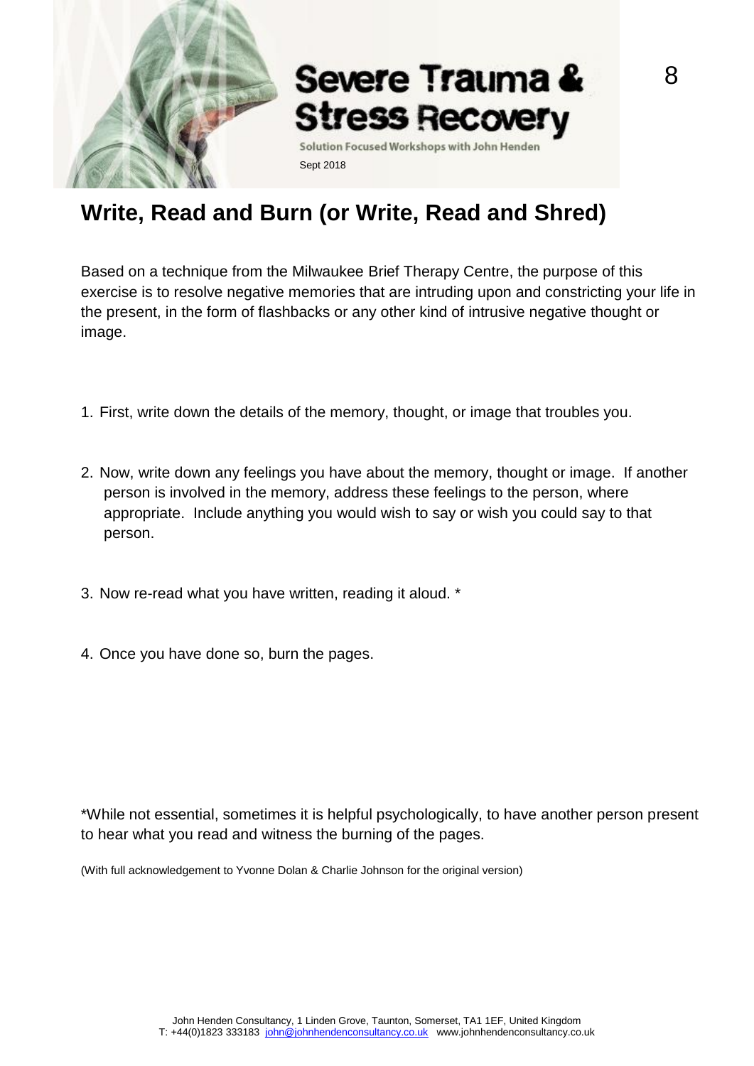## Write, Read and Burn (or Write, Read and Shred)

Based on a technique from the Milwaukee Brief Therapy Centre, the purpose of this exercise is to resolve negative memories that are intruding upon and constricting your life in the present, in the form of flashbacks or any other kind of intrusive negative thought or image.

1. First, write down the details of the memory, thought, or image that troubles you.

2. Now, write down any feelings you have about the memory, thought or image. If another person is involved in the memory, address these feelings to the person, where appropriate. Include anything you would wish to say or wish you could say to that person.

3. Now re-read what you have written, reading it aloud. *

4. Once you have done so, burn the pages.

*While not essential, sometimes it is helpful psychologically, to have another person present to hear what you read and witness the burning of the pages.

(With full acknowledgement to Yvonne Dolan & Charlie Johnson for the original version)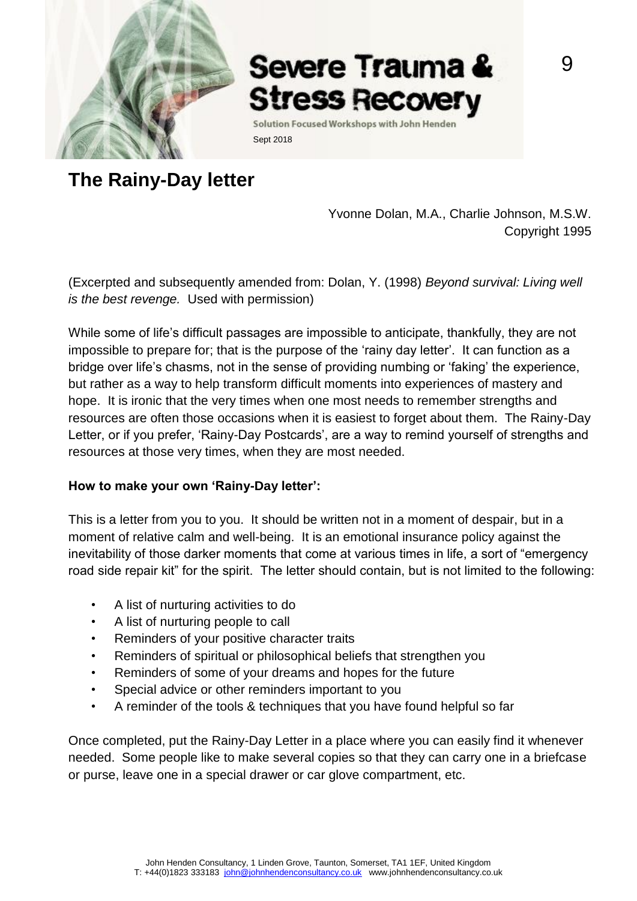# The Rainy-Day letter

Yvonne Dolan, M.A., Charlie Johnson, M.S.W.
Copyright 1995

(Excerpted and subsequently amended from: Dolan, Y. (1998) *Beyond survival: Living well is the best revenge.* Used with permission)

While some of life's difficult passages are impossible to anticipate, thankfully, they are not impossible to prepare for; that is the purpose of the 'rainy day letter'. It can function as a bridge over life's chasms, not in the sense of providing numbing or 'faking' the experience, but rather as a way to help transform difficult moments into experiences of mastery and hope. It is ironic that the very times when one most needs to remember strengths and resources are often those occasions when it is easiest to forget about them. The Rainy-Day Letter, or if you prefer, 'Rainy-Day Postcards', are a way to remind yourself of strengths and resources at those very times, when they are most needed.

**How to make your own 'Rainy-Day letter':**

This is a letter from you to you. It should be written not in a moment of despair, but in a moment of relative calm and well-being. It is an emotional insurance policy against the inevitability of those darker moments that come at various times in life, a sort of "emergency road side repair kit" for the spirit. The letter should contain, but is not limited to the following:

- A list of nurturing activities to do
- A list of nurturing people to call
- Reminders of your positive character traits
- Reminders of spiritual or philosophical beliefs that strengthen you
- Reminders of some of your dreams and hopes for the future
- Special advice or other reminders important to you
- A reminder of the tools & techniques that you have found helpful so far

Once completed, put the Rainy-Day Letter in a place where you can easily find it whenever needed. Some people like to make several copies so that they can carry one in a briefcase or purse, leave one in a special drawer or car glove compartment, etc.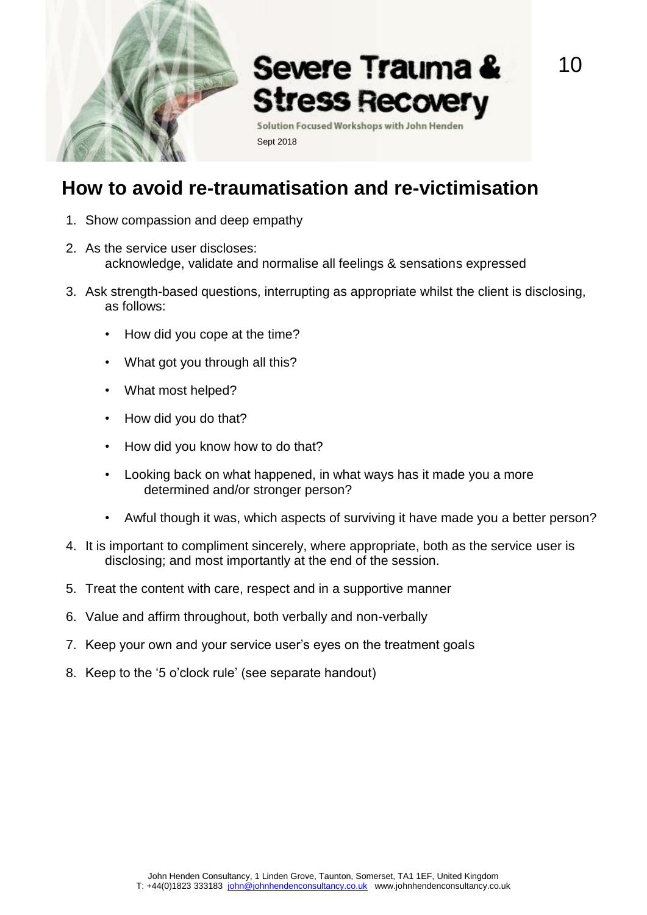# How to avoid re-traumatisation and re-victimisation

1. Show compassion and deep empathy
2. As the service user discloses:
   acknowledge, validate and normalise all feelings & sensations expressed
3. Ask strength-based questions, interrupting as appropriate whilst the client is disclosing, as follows:
   - How did you cope at the time?
   - What got you through all this?
   - What most helped?
   - How did you do that?
   - How did you know how to do that?
   - Looking back on what happened, in what ways has it made you a more determined and/or stronger person?
   - Awful though it was, which aspects of surviving it have made you a better person?
4. It is important to compliment sincerely, where appropriate, both as the service user is disclosing; and most importantly at the end of the session.
5. Treat the content with care, respect and in a supportive manner
6. Value and affirm throughout, both verbally and non-verbally
7. Keep your own and your service user's eyes on the treatment goals
8. Keep to the '5 o'clock rule' (see separate handout)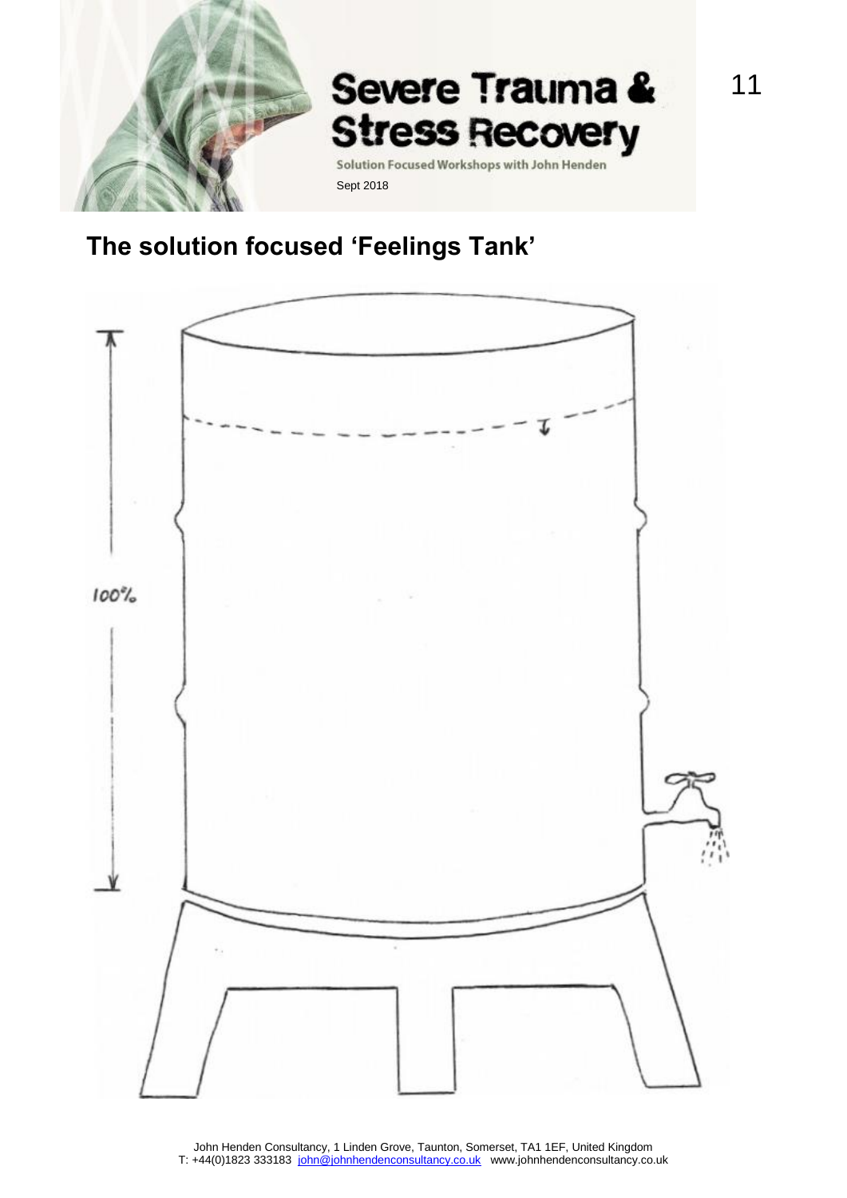## The solution focused 'Feelings Tank'

100%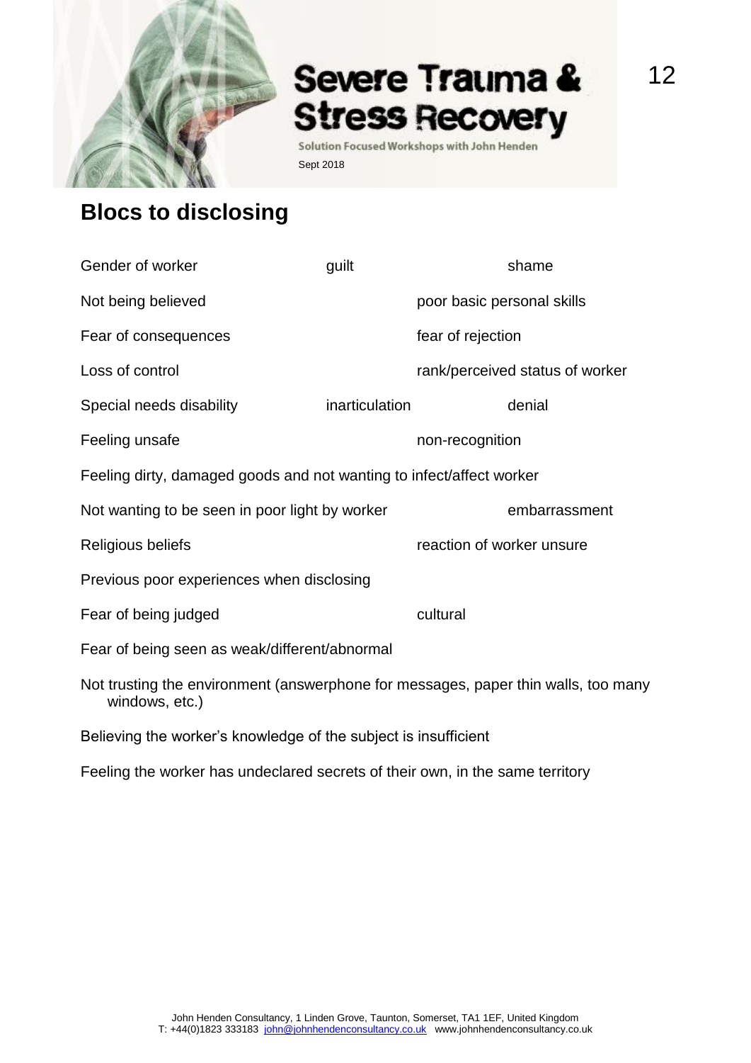## Blocs to disclosing

Gender of worker guilt shame

Not being believed poor basic personal skills

Fear of consequences fear of rejection

Loss of control rank/perceived status of worker

Special needs disability inarticulation denial

Feeling unsafe non-recognition

Feeling dirty, damaged goods and not wanting to infect/affect worker

Not wanting to be seen in poor light by worker embarrassment

Religious beliefs reaction of worker unsure

Previous poor experiences when disclosing

Fear of being judged cultural

Fear of being seen as weak/different/abnormal

Not trusting the environment (answerphone for messages, paper thin walls, too many windows, etc.)

Believing the worker's knowledge of the subject is insufficient

Feeling the worker has undeclared secrets of their own, in the same territory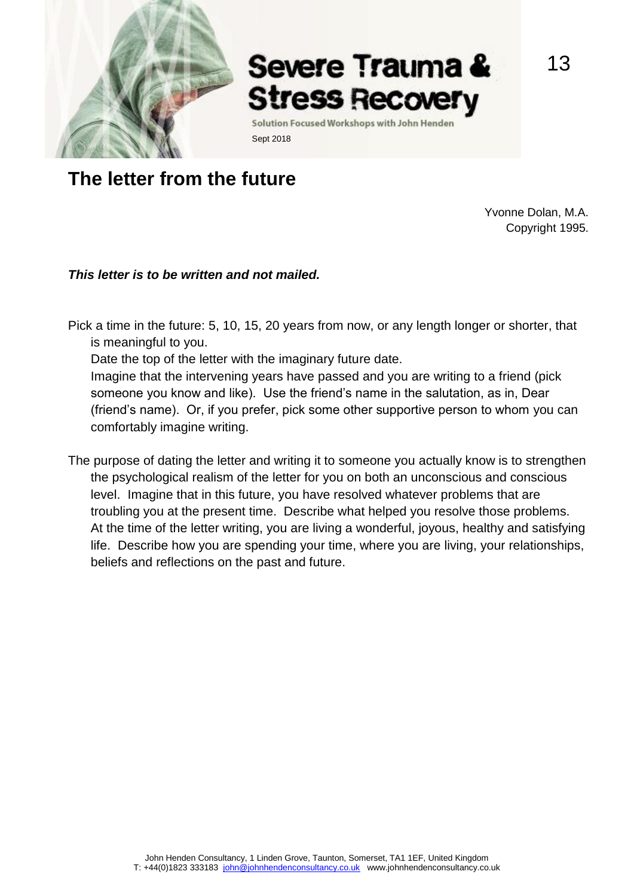# The letter from the future

Yvonne Dolan, M.A.
Copyright 1995.

***This letter is to be written and not mailed.***

Pick a time in the future: 5, 10, 15, 20 years from now, or any length longer or shorter, that is meaningful to you.
Date the top of the letter with the imaginary future date.
Imagine that the intervening years have passed and you are writing to a friend (pick someone you know and like). Use the friend's name in the salutation, as in, Dear (friend's name). Or, if you prefer, pick some other supportive person to whom you can comfortably imagine writing.

The purpose of dating the letter and writing it to someone you actually know is to strengthen the psychological realism of the letter for you on both an unconscious and conscious level. Imagine that in this future, you have resolved whatever problems that are troubling you at the present time. Describe what helped you resolve those problems. At the time of the letter writing, you are living a wonderful, joyous, healthy and satisfying life. Describe how you are spending your time, where you are living, your relationships, beliefs and reflections on the past and future.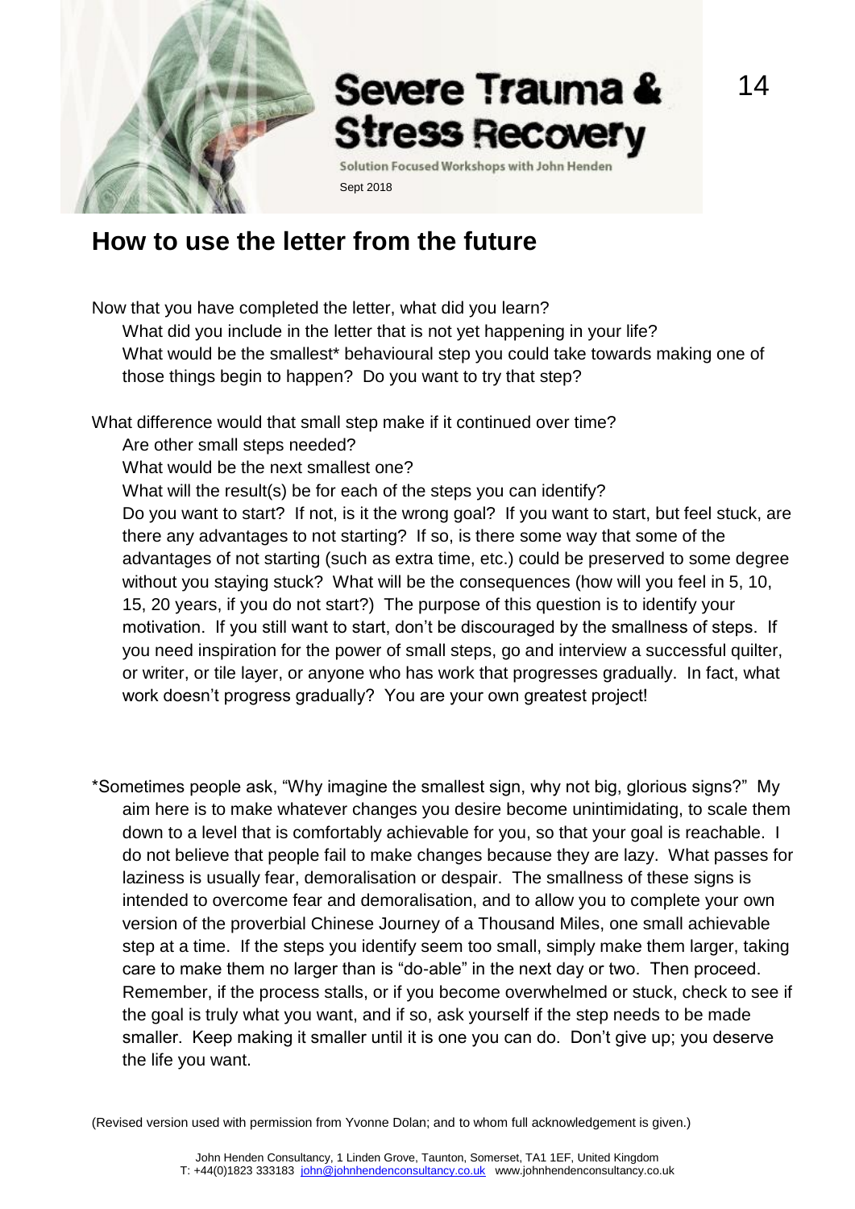## How to use the letter from the future

Now that you have completed the letter, what did you learn?

What did you include in the letter that is not yet happening in your life?

What would be the smallest* behavioural step you could take towards making one of those things begin to happen? Do you want to try that step?

What difference would that small step make if it continued over time?

Are other small steps needed?

What would be the next smallest one?

What will the result(s) be for each of the steps you can identify?

Do you want to start? If not, is it the wrong goal? If you want to start, but feel stuck, are there any advantages to not starting? If so, is there some way that some of the advantages of not starting (such as extra time, etc.) could be preserved to some degree without you staying stuck? What will be the consequences (how will you feel in 5, 10, 15, 20 years, if you do not start?) The purpose of this question is to identify your motivation. If you still want to start, don't be discouraged by the smallness of steps. If you need inspiration for the power of small steps, go and interview a successful quilter, or writer, or tile layer, or anyone who has work that progresses gradually. In fact, what work doesn't progress gradually? You are your own greatest project!

*Sometimes people ask, "Why imagine the smallest sign, why not big, glorious signs?" My aim here is to make whatever changes you desire become unintimidating, to scale them down to a level that is comfortably achievable for you, so that your goal is reachable. I do not believe that people fail to make changes because they are lazy. What passes for laziness is usually fear, demoralisation or despair. The smallness of these signs is intended to overcome fear and demoralisation, and to allow you to complete your own version of the proverbial Chinese Journey of a Thousand Miles, one small achievable step at a time. If the steps you identify seem too small, simply make them larger, taking care to make them no larger than is "do-able" in the next day or two. Then proceed. Remember, if the process stalls, or if you become overwhelmed or stuck, check to see if the goal is truly what you want, and if so, ask yourself if the step needs to be made smaller. Keep making it smaller until it is one you can do. Don't give up; you deserve the life you want.

(Revised version used with permission from Yvonne Dolan; and to whom full acknowledgement is given.)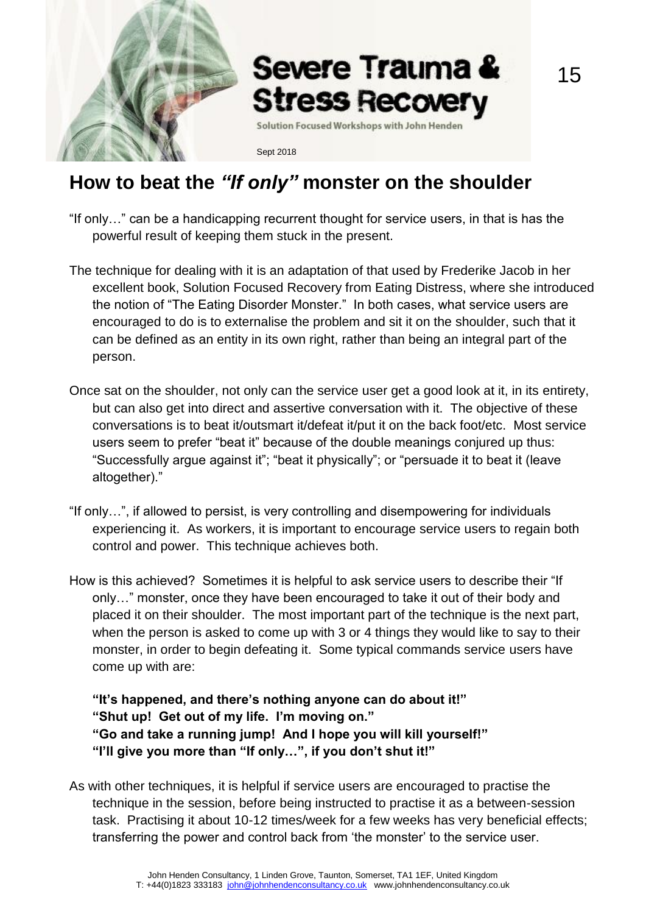# How to beat the *"If only"* monster on the shoulder

"If only…" can be a handicapping recurrent thought for service users, in that is has the powerful result of keeping them stuck in the present.

The technique for dealing with it is an adaptation of that used by Frederike Jacob in her excellent book, Solution Focused Recovery from Eating Distress, where she introduced the notion of "The Eating Disorder Monster." In both cases, what service users are encouraged to do is to externalise the problem and sit it on the shoulder, such that it can be defined as an entity in its own right, rather than being an integral part of the person.

Once sat on the shoulder, not only can the service user get a good look at it, in its entirety, but can also get into direct and assertive conversation with it. The objective of these conversations is to beat it/outsmart it/defeat it/put it on the back foot/etc. Most service users seem to prefer "beat it" because of the double meanings conjured up thus: "Successfully argue against it"; "beat it physically"; or "persuade it to beat it (leave altogether)."

"If only…", if allowed to persist, is very controlling and disempowering for individuals experiencing it. As workers, it is important to encourage service users to regain both control and power. This technique achieves both.

How is this achieved? Sometimes it is helpful to ask service users to describe their "If only…" monster, once they have been encouraged to take it out of their body and placed it on their shoulder. The most important part of the technique is the next part, when the person is asked to come up with 3 or 4 things they would like to say to their monster, in order to begin defeating it. Some typical commands service users have come up with are:

**"It's happened, and there's nothing anyone can do about it!"**
**"Shut up! Get out of my life. I'm moving on."**
**"Go and take a running jump! And I hope you will kill yourself!"**
**"I'll give you more than "If only…", if you don't shut it!"**

As with other techniques, it is helpful if service users are encouraged to practise the technique in the session, before being instructed to practise it as a between-session task. Practising it about 10-12 times/week for a few weeks has very beneficial effects; transferring the power and control back from 'the monster' to the service user.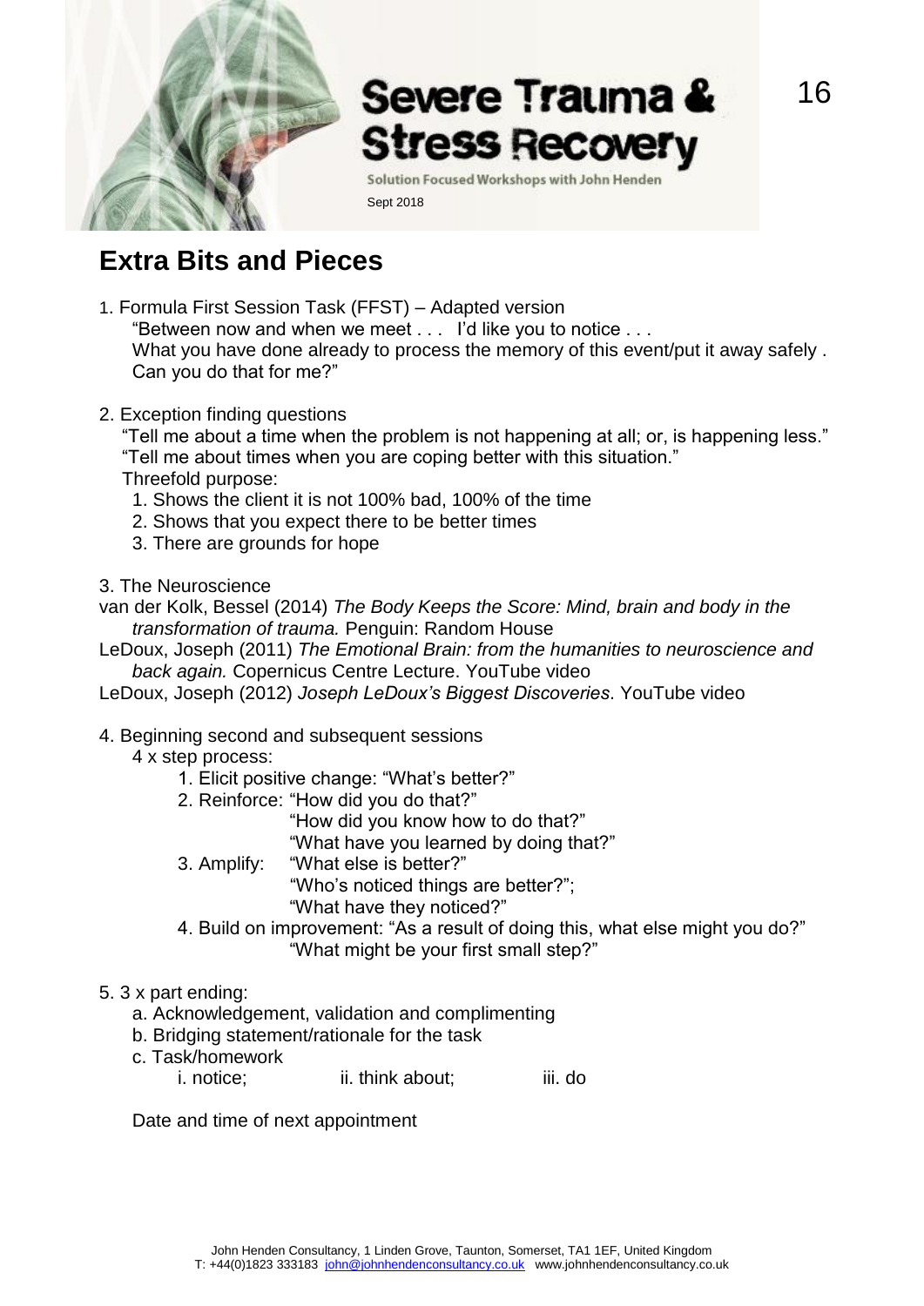## Extra Bits and Pieces

1. Formula First Session Task (FFST) – Adapted version
   "Between now and when we meet . . . I'd like you to notice . . .
   What you have done already to process the memory of this event/put it away safely . Can you do that for me?"

2. Exception finding questions
   "Tell me about a time when the problem is not happening at all; or, is happening less."
   "Tell me about times when you are coping better with this situation."
   Threefold purpose:
   1. Shows the client it is not 100% bad, 100% of the time
   2. Shows that you expect there to be better times
   3. There are grounds for hope

3. The Neuroscience

van der Kolk, Bessel (2014) *The Body Keeps the Score: Mind, brain and body in the transformation of trauma.* Penguin: Random House

LeDoux, Joseph (2011) *The Emotional Brain: from the humanities to neuroscience and back again.* Copernicus Centre Lecture. YouTube video

LeDoux, Joseph (2012) *Joseph LeDoux's Biggest Discoveries*. YouTube video

4. Beginning second and subsequent sessions
   4 x step process:
   1. Elicit positive change: "What's better?"
   2. Reinforce: "How did you do that?"
      "How did you know how to do that?"
      "What have you learned by doing that?"
   3. Amplify: "What else is better?"
      "Who's noticed things are better?";
      "What have they noticed?"
   4. Build on improvement: "As a result of doing this, what else might you do?"
      "What might be your first small step?"

5. 3 x part ending:
   a. Acknowledgement, validation and complimenting
   b. Bridging statement/rationale for the task
   c. Task/homework
      i. notice; ii. think about; iii. do

   Date and time of next appointment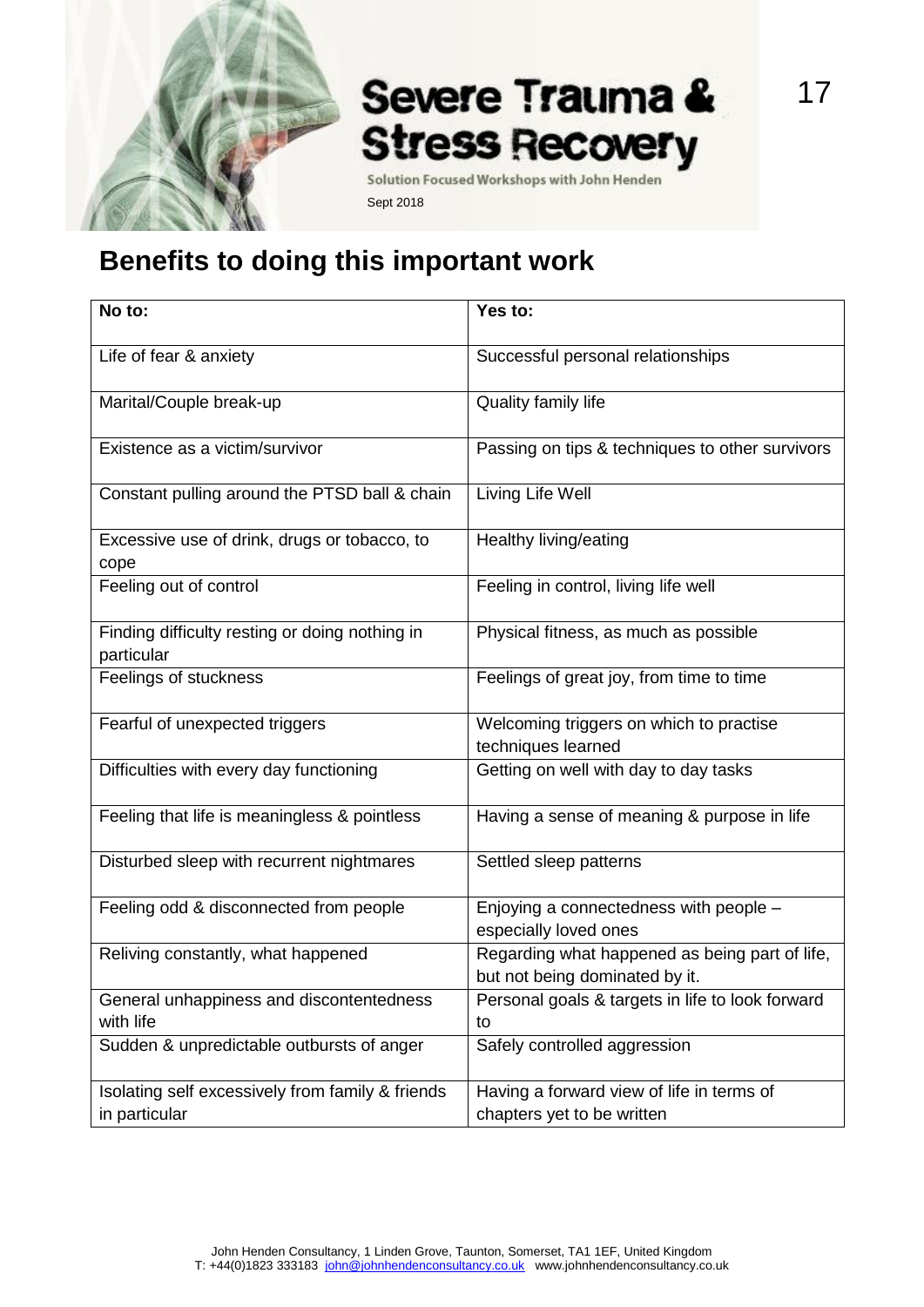# Benefits to doing this important work

| No to: | Yes to: |
| --- | --- |
| Life of fear & anxiety | Successful personal relationships |
| Marital/Couple break-up | Quality family life |
| Existence as a victim/survivor | Passing on tips & techniques to other survivors |
| Constant pulling around the PTSD ball & chain | Living Life Well |
| Excessive use of drink, drugs or tobacco, to cope | Healthy living/eating |
| Feeling out of control | Feeling in control, living life well |
| Finding difficulty resting or doing nothing in particular | Physical fitness, as much as possible |
| Feelings of stuckness | Feelings of great joy, from time to time |
| Fearful of unexpected triggers | Welcoming triggers on which to practise techniques learned |
| Difficulties with every day functioning | Getting on well with day to day tasks |
| Feeling that life is meaningless & pointless | Having a sense of meaning & purpose in life |
| Disturbed sleep with recurrent nightmares | Settled sleep patterns |
| Feeling odd & disconnected from people | Enjoying a connectedness with people – especially loved ones |
| Reliving constantly, what happened | Regarding what happened as being part of life, but not being dominated by it. |
| General unhappiness and discontentedness with life | Personal goals & targets in life to look forward to |
| Sudden & unpredictable outbursts of anger | Safely controlled aggression |
| Isolating self excessively from family & friends in particular | Having a forward view of life in terms of chapters yet to be written |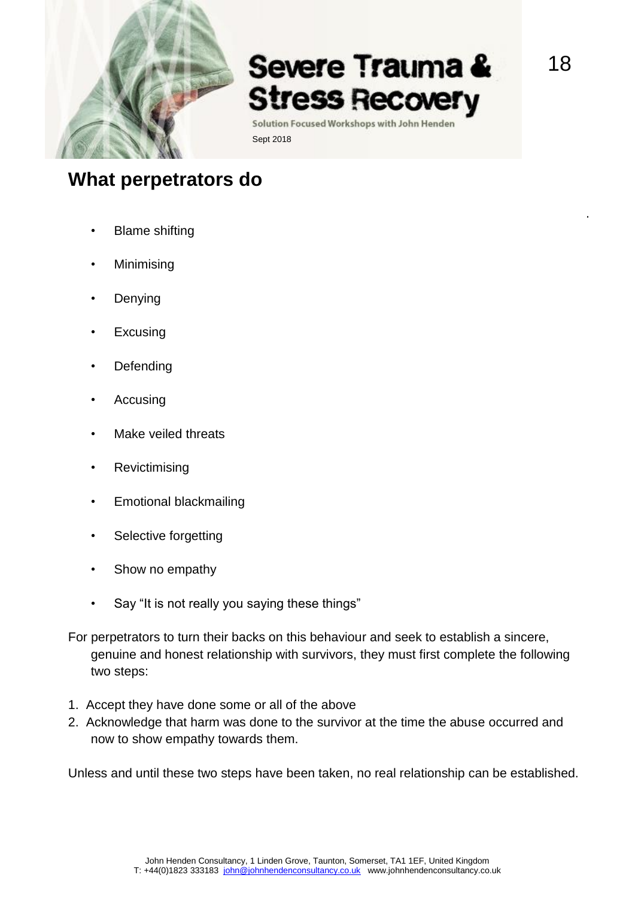## What perpetrators do

- Blame shifting
- Minimising
- Denying
- Excusing
- Defending
- Accusing
- Make veiled threats
- Revictimising
- Emotional blackmailing
- Selective forgetting
- Show no empathy
- Say "It is not really you saying these things"

For perpetrators to turn their backs on this behaviour and seek to establish a sincere, genuine and honest relationship with survivors, they must first complete the following two steps:

1. Accept they have done some or all of the above
2. Acknowledge that harm was done to the survivor at the time the abuse occurred and now to show empathy towards them.

Unless and until these two steps have been taken, no real relationship can be established.